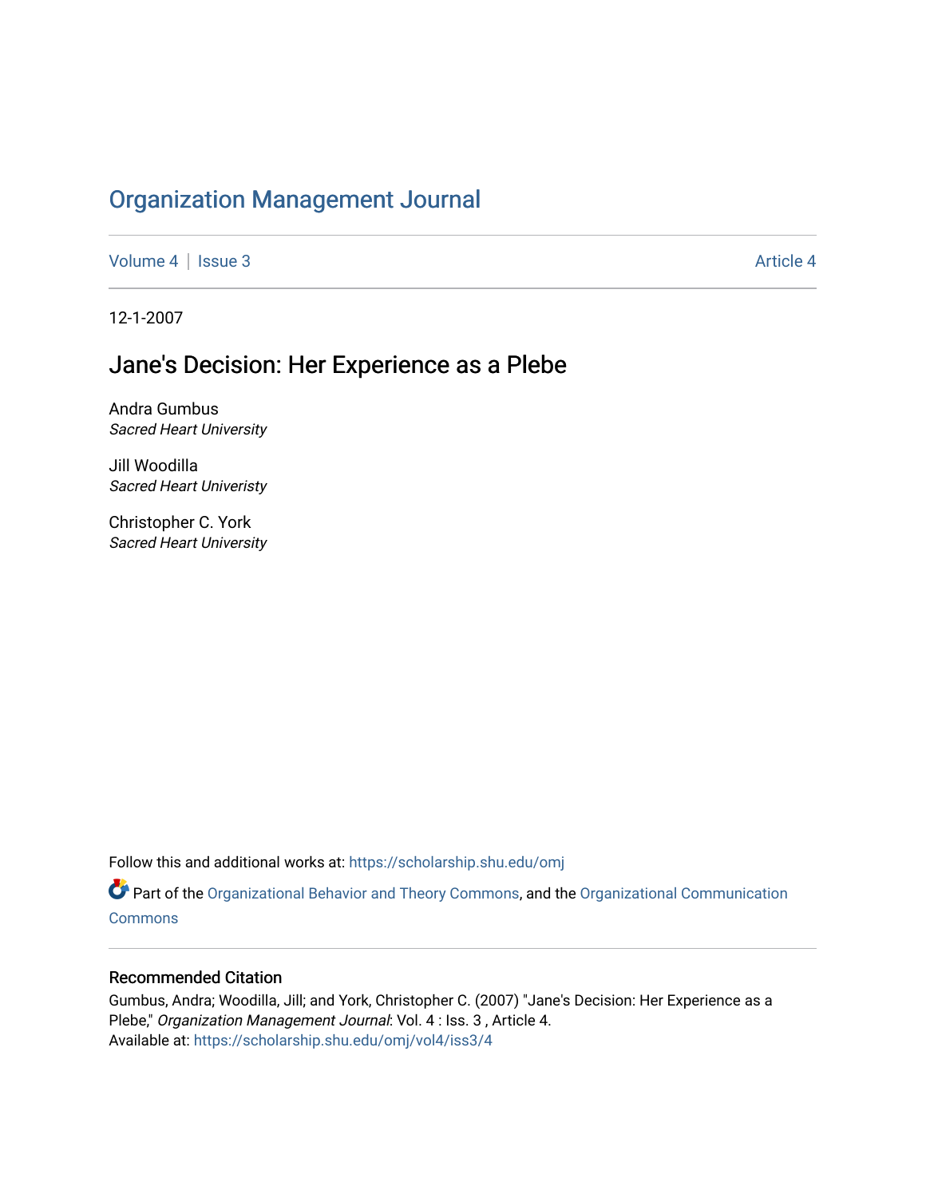# Organization Management Journal

Volume 4 | Issue 3 Article 4

12-1-2007

## Jane's Decision: Her Experience as a Plebe

Andra Gumbus
*Sacred Heart University*

Jill Woodilla
*Sacred Heart Univeristy*

Christopher C. York
*Sacred Heart University*

Follow this and additional works at: https://scholarship.shu.edu/omj

Part of the Organizational Behavior and Theory Commons, and the Organizational Communication Commons

### Recommended Citation

Gumbus, Andra; Woodilla, Jill; and York, Christopher C. (2007) "Jane's Decision: Her Experience as a Plebe," *Organization Management Journal*: Vol. 4 : Iss. 3 , Article 4.
Available at: https://scholarship.shu.edu/omj/vol4/iss3/4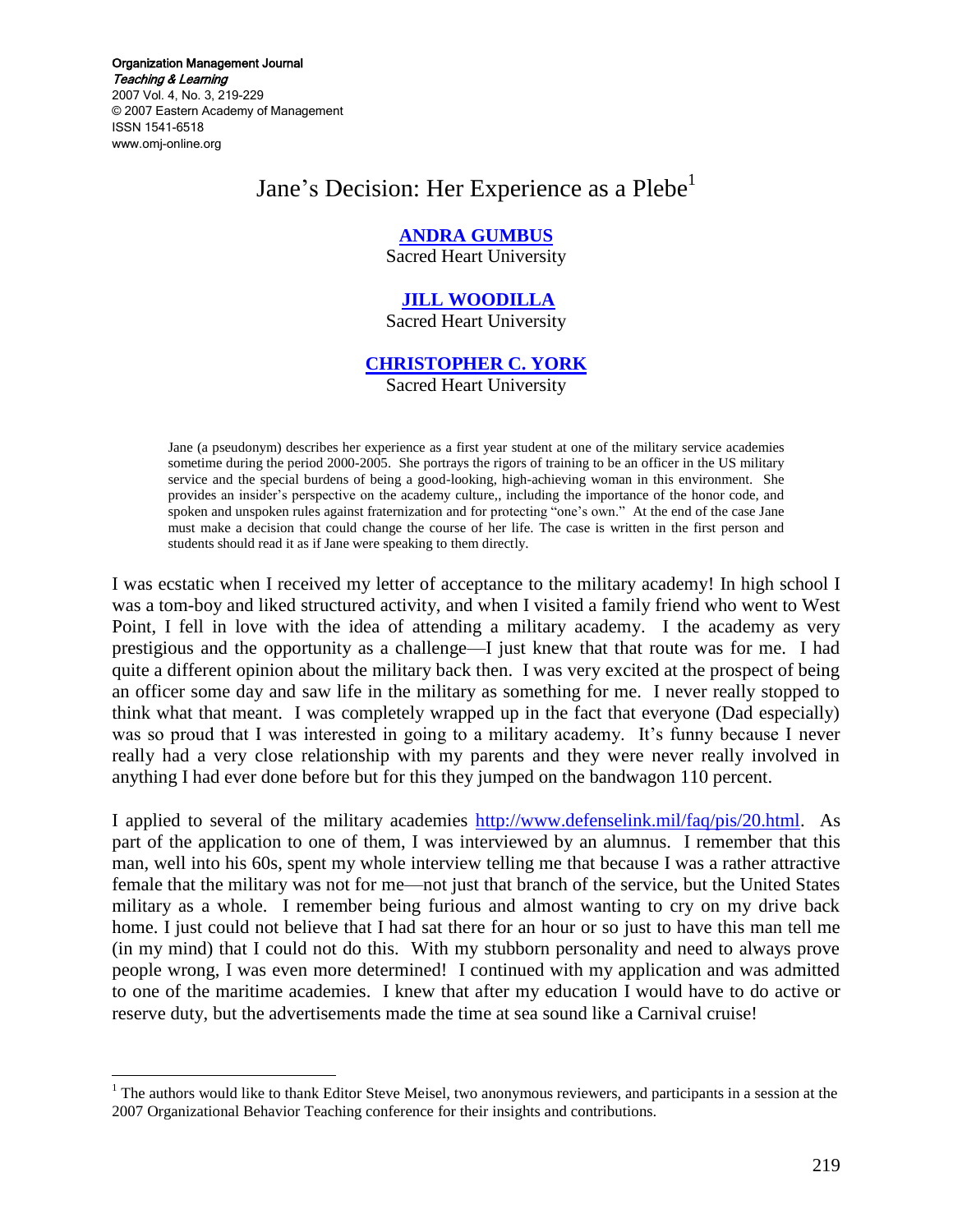# Jane's Decision: Her Experience as a Plebe[1]

**ANDRA GUMBUS**
Sacred Heart University

**JILL WOODILLA**
Sacred Heart University

**CHRISTOPHER C. YORK**
Sacred Heart University

> Jane (a pseudonym) describes her experience as a first year student at one of the military service academies sometime during the period 2000-2005. She portrays the rigors of training to be an officer in the US military service and the special burdens of being a good-looking, high-achieving woman in this environment. She provides an insider's perspective on the academy culture,, including the importance of the honor code, and spoken and unspoken rules against fraternization and for protecting "one's own." At the end of the case Jane must make a decision that could change the course of her life. The case is written in the first person and students should read it as if Jane were speaking to them directly.

I was ecstatic when I received my letter of acceptance to the military academy! In high school I was a tom-boy and liked structured activity, and when I visited a family friend who went to West Point, I fell in love with the idea of attending a military academy. I the academy as very prestigious and the opportunity as a challenge—I just knew that that route was for me. I had quite a different opinion about the military back then. I was very excited at the prospect of being an officer some day and saw life in the military as something for me. I never really stopped to think what that meant. I was completely wrapped up in the fact that everyone (Dad especially) was so proud that I was interested in going to a military academy. It's funny because I never really had a very close relationship with my parents and they were never really involved in anything I had ever done before but for this they jumped on the bandwagon 110 percent.

I applied to several of the military academies http://www.defenselink.mil/faq/pis/20.html. As part of the application to one of them, I was interviewed by an alumnus. I remember that this man, well into his 60s, spent my whole interview telling me that because I was a rather attractive female that the military was not for me—not just that branch of the service, but the United States military as a whole. I remember being furious and almost wanting to cry on my drive back home. I just could not believe that I had sat there for an hour or so just to have this man tell me (in my mind) that I could not do this. With my stubborn personality and need to always prove people wrong, I was even more determined! I continued with my application and was admitted to one of the maritime academies. I knew that after my education I would have to do active or reserve duty, but the advertisements made the time at sea sound like a Carnival cruise!

---

[1] The authors would like to thank Editor Steve Meisel, two anonymous reviewers, and participants in a session at the 2007 Organizational Behavior Teaching conference for their insights and contributions.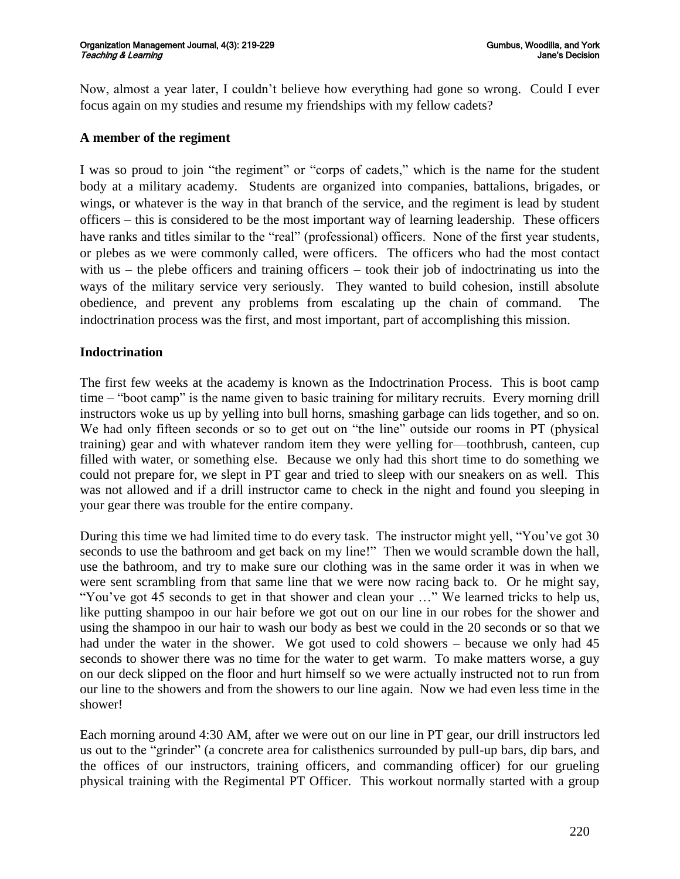Now, almost a year later, I couldn't believe how everything had gone so wrong. Could I ever focus again on my studies and resume my friendships with my fellow cadets?

## A member of the regiment

I was so proud to join "the regiment" or "corps of cadets," which is the name for the student body at a military academy. Students are organized into companies, battalions, brigades, or wings, or whatever is the way in that branch of the service, and the regiment is lead by student officers – this is considered to be the most important way of learning leadership. These officers have ranks and titles similar to the "real" (professional) officers. None of the first year students, or plebes as we were commonly called, were officers. The officers who had the most contact with us – the plebe officers and training officers – took their job of indoctrinating us into the ways of the military service very seriously. They wanted to build cohesion, instill absolute obedience, and prevent any problems from escalating up the chain of command. The indoctrination process was the first, and most important, part of accomplishing this mission.

## Indoctrination

The first few weeks at the academy is known as the Indoctrination Process. This is boot camp time – "boot camp" is the name given to basic training for military recruits. Every morning drill instructors woke us up by yelling into bull horns, smashing garbage can lids together, and so on. We had only fifteen seconds or so to get out on "the line" outside our rooms in PT (physical training) gear and with whatever random item they were yelling for—toothbrush, canteen, cup filled with water, or something else. Because we only had this short time to do something we could not prepare for, we slept in PT gear and tried to sleep with our sneakers on as well. This was not allowed and if a drill instructor came to check in the night and found you sleeping in your gear there was trouble for the entire company.

During this time we had limited time to do every task. The instructor might yell, "You've got 30 seconds to use the bathroom and get back on my line!" Then we would scramble down the hall, use the bathroom, and try to make sure our clothing was in the same order it was in when we were sent scrambling from that same line that we were now racing back to. Or he might say, "You've got 45 seconds to get in that shower and clean your …" We learned tricks to help us, like putting shampoo in our hair before we got out on our line in our robes for the shower and using the shampoo in our hair to wash our body as best we could in the 20 seconds or so that we had under the water in the shower. We got used to cold showers – because we only had 45 seconds to shower there was no time for the water to get warm. To make matters worse, a guy on our deck slipped on the floor and hurt himself so we were actually instructed not to run from our line to the showers and from the showers to our line again. Now we had even less time in the shower!

Each morning around 4:30 AM, after we were out on our line in PT gear, our drill instructors led us out to the "grinder" (a concrete area for calisthenics surrounded by pull-up bars, dip bars, and the offices of our instructors, training officers, and commanding officer) for our grueling physical training with the Regimental PT Officer. This workout normally started with a group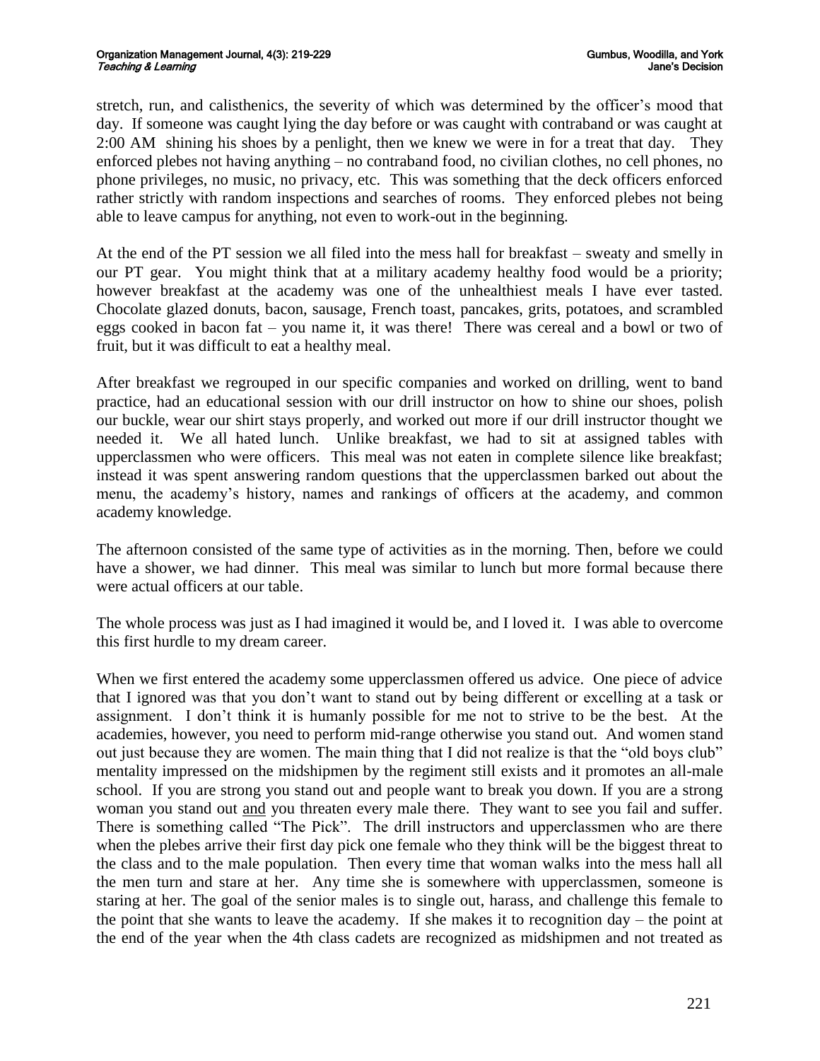stretch, run, and calisthenics, the severity of which was determined by the officer's mood that day. If someone was caught lying the day before or was caught with contraband or was caught at 2:00 AM shining his shoes by a penlight, then we knew we were in for a treat that day. They enforced plebes not having anything – no contraband food, no civilian clothes, no cell phones, no phone privileges, no music, no privacy, etc. This was something that the deck officers enforced rather strictly with random inspections and searches of rooms. They enforced plebes not being able to leave campus for anything, not even to work-out in the beginning.

At the end of the PT session we all filed into the mess hall for breakfast – sweaty and smelly in our PT gear. You might think that at a military academy healthy food would be a priority; however breakfast at the academy was one of the unhealthiest meals I have ever tasted. Chocolate glazed donuts, bacon, sausage, French toast, pancakes, grits, potatoes, and scrambled eggs cooked in bacon fat – you name it, it was there! There was cereal and a bowl or two of fruit, but it was difficult to eat a healthy meal.

After breakfast we regrouped in our specific companies and worked on drilling, went to band practice, had an educational session with our drill instructor on how to shine our shoes, polish our buckle, wear our shirt stays properly, and worked out more if our drill instructor thought we needed it. We all hated lunch. Unlike breakfast, we had to sit at assigned tables with upperclassmen who were officers. This meal was not eaten in complete silence like breakfast; instead it was spent answering random questions that the upperclassmen barked out about the menu, the academy's history, names and rankings of officers at the academy, and common academy knowledge.

The afternoon consisted of the same type of activities as in the morning. Then, before we could have a shower, we had dinner. This meal was similar to lunch but more formal because there were actual officers at our table.

The whole process was just as I had imagined it would be, and I loved it. I was able to overcome this first hurdle to my dream career.

When we first entered the academy some upperclassmen offered us advice. One piece of advice that I ignored was that you don't want to stand out by being different or excelling at a task or assignment. I don't think it is humanly possible for me not to strive to be the best. At the academies, however, you need to perform mid-range otherwise you stand out. And women stand out just because they are women. The main thing that I did not realize is that the "old boys club" mentality impressed on the midshipmen by the regiment still exists and it promotes an all-male school. If you are strong you stand out and people want to break you down. If you are a strong woman you stand out <u>and</u> you threaten every male there. They want to see you fail and suffer. There is something called "The Pick". The drill instructors and upperclassmen who are there when the plebes arrive their first day pick one female who they think will be the biggest threat to the class and to the male population. Then every time that woman walks into the mess hall all the men turn and stare at her. Any time she is somewhere with upperclassmen, someone is staring at her. The goal of the senior males is to single out, harass, and challenge this female to the point that she wants to leave the academy. If she makes it to recognition day – the point at the end of the year when the 4th class cadets are recognized as midshipmen and not treated as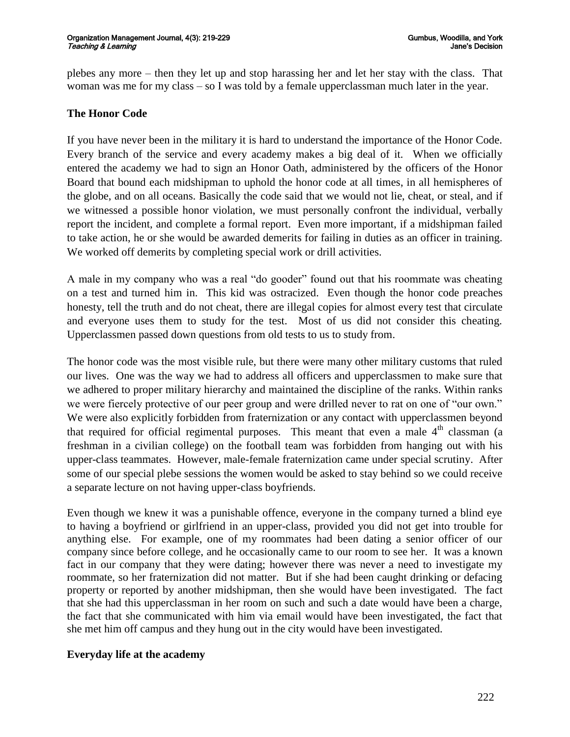plebes any more – then they let up and stop harassing her and let her stay with the class. That woman was me for my class – so I was told by a female upperclassman much later in the year.

## The Honor Code

If you have never been in the military it is hard to understand the importance of the Honor Code. Every branch of the service and every academy makes a big deal of it. When we officially entered the academy we had to sign an Honor Oath, administered by the officers of the Honor Board that bound each midshipman to uphold the honor code at all times, in all hemispheres of the globe, and on all oceans. Basically the code said that we would not lie, cheat, or steal, and if we witnessed a possible honor violation, we must personally confront the individual, verbally report the incident, and complete a formal report. Even more important, if a midshipman failed to take action, he or she would be awarded demerits for failing in duties as an officer in training. We worked off demerits by completing special work or drill activities.

A male in my company who was a real "do gooder" found out that his roommate was cheating on a test and turned him in. This kid was ostracized. Even though the honor code preaches honesty, tell the truth and do not cheat, there are illegal copies for almost every test that circulate and everyone uses them to study for the test. Most of us did not consider this cheating. Upperclassmen passed down questions from old tests to us to study from.

The honor code was the most visible rule, but there were many other military customs that ruled our lives. One was the way we had to address all officers and upperclassmen to make sure that we adhered to proper military hierarchy and maintained the discipline of the ranks. Within ranks we were fiercely protective of our peer group and were drilled never to rat on one of "our own." We were also explicitly forbidden from fraternization or any contact with upperclassmen beyond that required for official regimental purposes. This meant that even a male 4th classman (a freshman in a civilian college) on the football team was forbidden from hanging out with his upper-class teammates. However, male-female fraternization came under special scrutiny. After some of our special plebe sessions the women would be asked to stay behind so we could receive a separate lecture on not having upper-class boyfriends.

Even though we knew it was a punishable offence, everyone in the company turned a blind eye to having a boyfriend or girlfriend in an upper-class, provided you did not get into trouble for anything else. For example, one of my roommates had been dating a senior officer of our company since before college, and he occasionally came to our room to see her. It was a known fact in our company that they were dating; however there was never a need to investigate my roommate, so her fraternization did not matter. But if she had been caught drinking or defacing property or reported by another midshipman, then she would have been investigated. The fact that she had this upperclassman in her room on such and such a date would have been a charge, the fact that she communicated with him via email would have been investigated, the fact that she met him off campus and they hung out in the city would have been investigated.

## Everyday life at the academy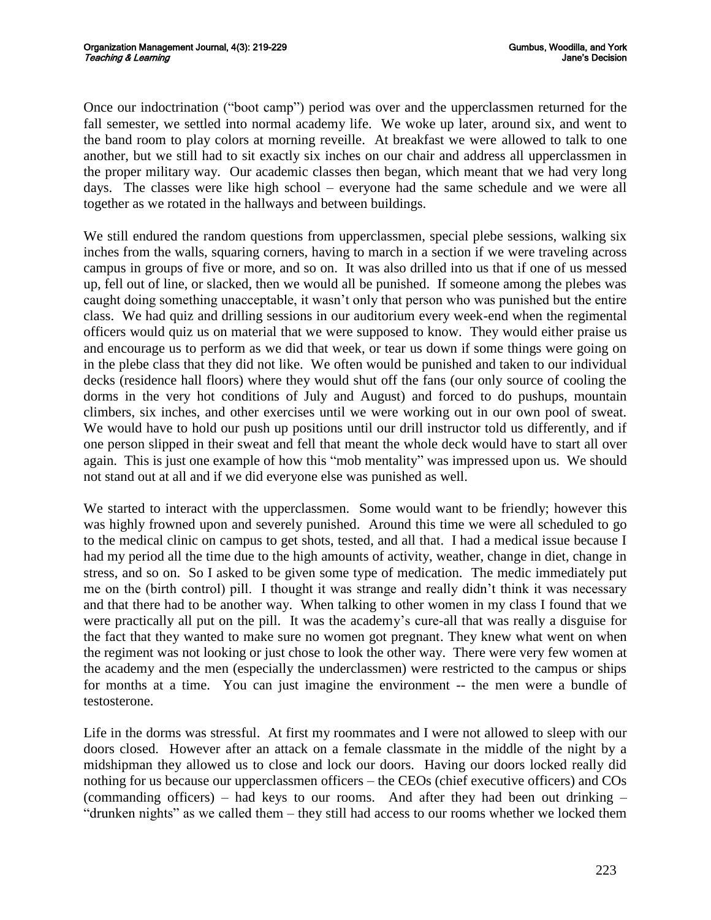Once our indoctrination ("boot camp") period was over and the upperclassmen returned for the fall semester, we settled into normal academy life. We woke up later, around six, and went to the band room to play colors at morning reveille. At breakfast we were allowed to talk to one another, but we still had to sit exactly six inches on our chair and address all upperclassmen in the proper military way. Our academic classes then began, which meant that we had very long days. The classes were like high school – everyone had the same schedule and we were all together as we rotated in the hallways and between buildings.

We still endured the random questions from upperclassmen, special plebe sessions, walking six inches from the walls, squaring corners, having to march in a section if we were traveling across campus in groups of five or more, and so on. It was also drilled into us that if one of us messed up, fell out of line, or slacked, then we would all be punished. If someone among the plebes was caught doing something unacceptable, it wasn't only that person who was punished but the entire class. We had quiz and drilling sessions in our auditorium every week-end when the regimental officers would quiz us on material that we were supposed to know. They would either praise us and encourage us to perform as we did that week, or tear us down if some things were going on in the plebe class that they did not like. We often would be punished and taken to our individual decks (residence hall floors) where they would shut off the fans (our only source of cooling the dorms in the very hot conditions of July and August) and forced to do pushups, mountain climbers, six inches, and other exercises until we were working out in our own pool of sweat. We would have to hold our push up positions until our drill instructor told us differently, and if one person slipped in their sweat and fell that meant the whole deck would have to start all over again. This is just one example of how this "mob mentality" was impressed upon us. We should not stand out at all and if we did everyone else was punished as well.

We started to interact with the upperclassmen. Some would want to be friendly; however this was highly frowned upon and severely punished. Around this time we were all scheduled to go to the medical clinic on campus to get shots, tested, and all that. I had a medical issue because I had my period all the time due to the high amounts of activity, weather, change in diet, change in stress, and so on. So I asked to be given some type of medication. The medic immediately put me on the (birth control) pill. I thought it was strange and really didn't think it was necessary and that there had to be another way. When talking to other women in my class I found that we were practically all put on the pill. It was the academy's cure-all that was really a disguise for the fact that they wanted to make sure no women got pregnant. They knew what went on when the regiment was not looking or just chose to look the other way. There were very few women at the academy and the men (especially the underclassmen) were restricted to the campus or ships for months at a time. You can just imagine the environment -- the men were a bundle of testosterone.

Life in the dorms was stressful. At first my roommates and I were not allowed to sleep with our doors closed. However after an attack on a female classmate in the middle of the night by a midshipman they allowed us to close and lock our doors. Having our doors locked really did nothing for us because our upperclassmen officers – the CEOs (chief executive officers) and COs (commanding officers) – had keys to our rooms. And after they had been out drinking – "drunken nights" as we called them – they still had access to our rooms whether we locked them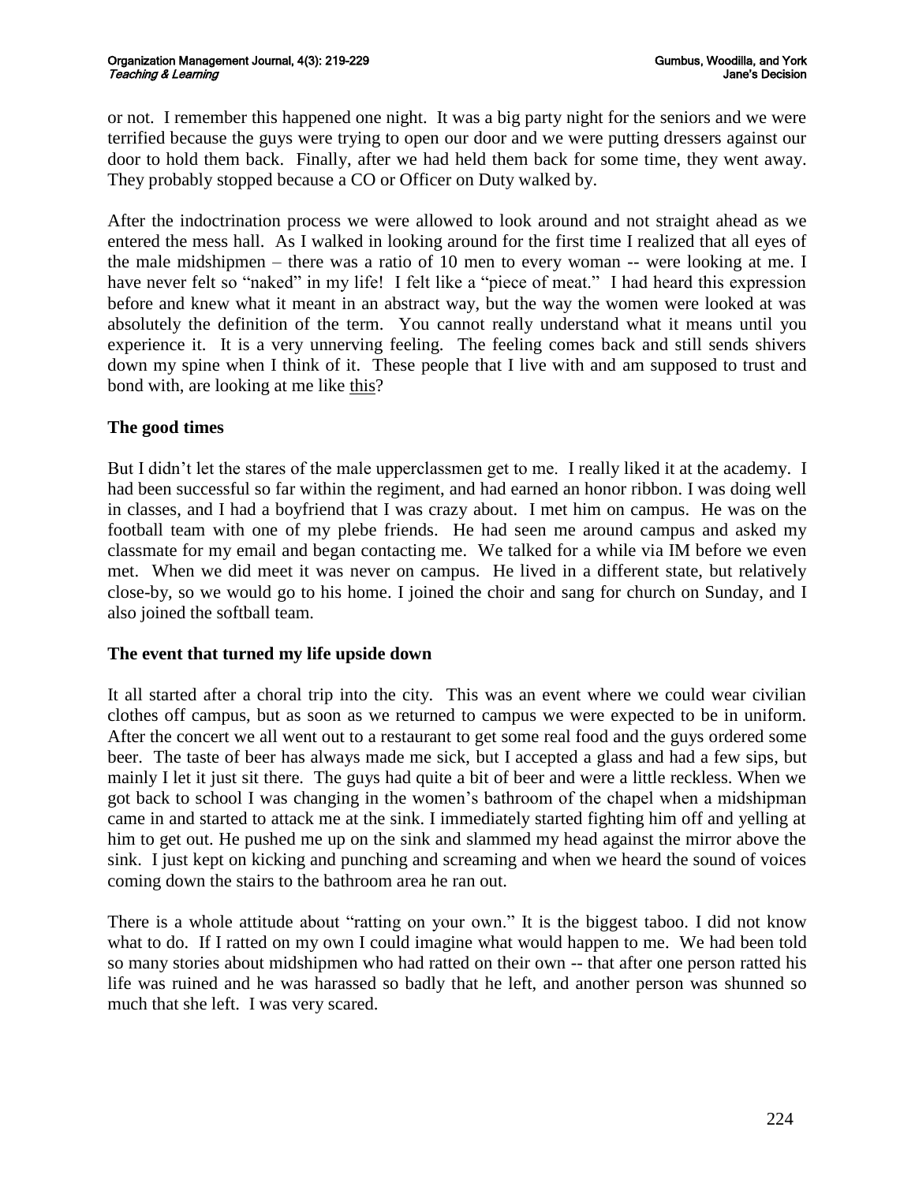or not. I remember this happened one night. It was a big party night for the seniors and we were terrified because the guys were trying to open our door and we were putting dressers against our door to hold them back. Finally, after we had held them back for some time, they went away. They probably stopped because a CO or Officer on Duty walked by.

After the indoctrination process we were allowed to look around and not straight ahead as we entered the mess hall. As I walked in looking around for the first time I realized that all eyes of the male midshipmen – there was a ratio of 10 men to every woman -- were looking at me. I have never felt so "naked" in my life! I felt like a "piece of meat." I had heard this expression before and knew what it meant in an abstract way, but the way the women were looked at was absolutely the definition of the term. You cannot really understand what it means until you experience it. It is a very unnerving feeling. The feeling comes back and still sends shivers down my spine when I think of it. These people that I live with and am supposed to trust and bond with, are looking at me like <u>this</u>?

### The good times

But I didn't let the stares of the male upperclassmen get to me. I really liked it at the academy. I had been successful so far within the regiment, and had earned an honor ribbon. I was doing well in classes, and I had a boyfriend that I was crazy about. I met him on campus. He was on the football team with one of my plebe friends. He had seen me around campus and asked my classmate for my email and began contacting me. We talked for a while via IM before we even met. When we did meet it was never on campus. He lived in a different state, but relatively close-by, so we would go to his home. I joined the choir and sang for church on Sunday, and I also joined the softball team.

### The event that turned my life upside down

It all started after a choral trip into the city. This was an event where we could wear civilian clothes off campus, but as soon as we returned to campus we were expected to be in uniform. After the concert we all went out to a restaurant to get some real food and the guys ordered some beer. The taste of beer has always made me sick, but I accepted a glass and had a few sips, but mainly I let it just sit there. The guys had quite a bit of beer and were a little reckless. When we got back to school I was changing in the women's bathroom of the chapel when a midshipman came in and started to attack me at the sink. I immediately started fighting him off and yelling at him to get out. He pushed me up on the sink and slammed my head against the mirror above the sink. I just kept on kicking and punching and screaming and when we heard the sound of voices coming down the stairs to the bathroom area he ran out.

There is a whole attitude about "ratting on your own." It is the biggest taboo. I did not know what to do. If I ratted on my own I could imagine what would happen to me. We had been told so many stories about midshipmen who had ratted on their own -- that after one person ratted his life was ruined and he was harassed so badly that he left, and another person was shunned so much that she left. I was very scared.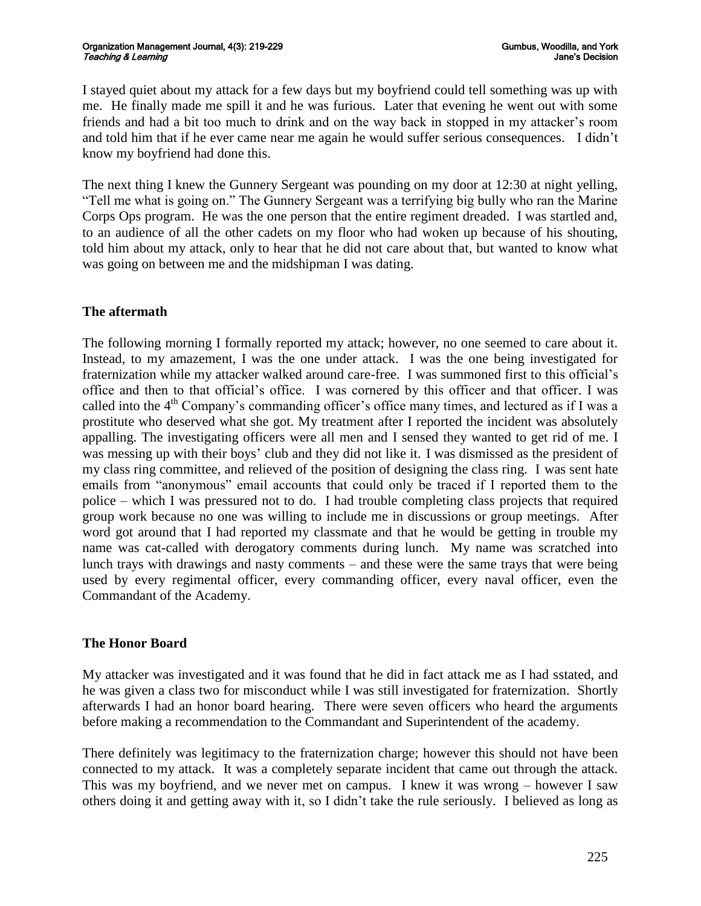I stayed quiet about my attack for a few days but my boyfriend could tell something was up with me. He finally made me spill it and he was furious. Later that evening he went out with some friends and had a bit too much to drink and on the way back in stopped in my attacker's room and told him that if he ever came near me again he would suffer serious consequences. I didn't know my boyfriend had done this.

The next thing I knew the Gunnery Sergeant was pounding on my door at 12:30 at night yelling, "Tell me what is going on." The Gunnery Sergeant was a terrifying big bully who ran the Marine Corps Ops program. He was the one person that the entire regiment dreaded. I was startled and, to an audience of all the other cadets on my floor who had woken up because of his shouting, told him about my attack, only to hear that he did not care about that, but wanted to know what was going on between me and the midshipman I was dating.

## The aftermath

The following morning I formally reported my attack; however, no one seemed to care about it. Instead, to my amazement, I was the one under attack. I was the one being investigated for fraternization while my attacker walked around care-free. I was summoned first to this official's office and then to that official's office. I was cornered by this officer and that officer. I was called into the 4th Company's commanding officer's office many times, and lectured as if I was a prostitute who deserved what she got. My treatment after I reported the incident was absolutely appalling. The investigating officers were all men and I sensed they wanted to get rid of me. I was messing up with their boys' club and they did not like it. I was dismissed as the president of my class ring committee, and relieved of the position of designing the class ring. I was sent hate emails from "anonymous" email accounts that could only be traced if I reported them to the police – which I was pressured not to do. I had trouble completing class projects that required group work because no one was willing to include me in discussions or group meetings. After word got around that I had reported my classmate and that he would be getting in trouble my name was cat-called with derogatory comments during lunch. My name was scratched into lunch trays with drawings and nasty comments – and these were the same trays that were being used by every regimental officer, every commanding officer, every naval officer, even the Commandant of the Academy.

## The Honor Board

My attacker was investigated and it was found that he did in fact attack me as I had sstated, and he was given a class two for misconduct while I was still investigated for fraternization. Shortly afterwards I had an honor board hearing. There were seven officers who heard the arguments before making a recommendation to the Commandant and Superintendent of the academy.

There definitely was legitimacy to the fraternization charge; however this should not have been connected to my attack. It was a completely separate incident that came out through the attack. This was my boyfriend, and we never met on campus. I knew it was wrong – however I saw others doing it and getting away with it, so I didn't take the rule seriously. I believed as long as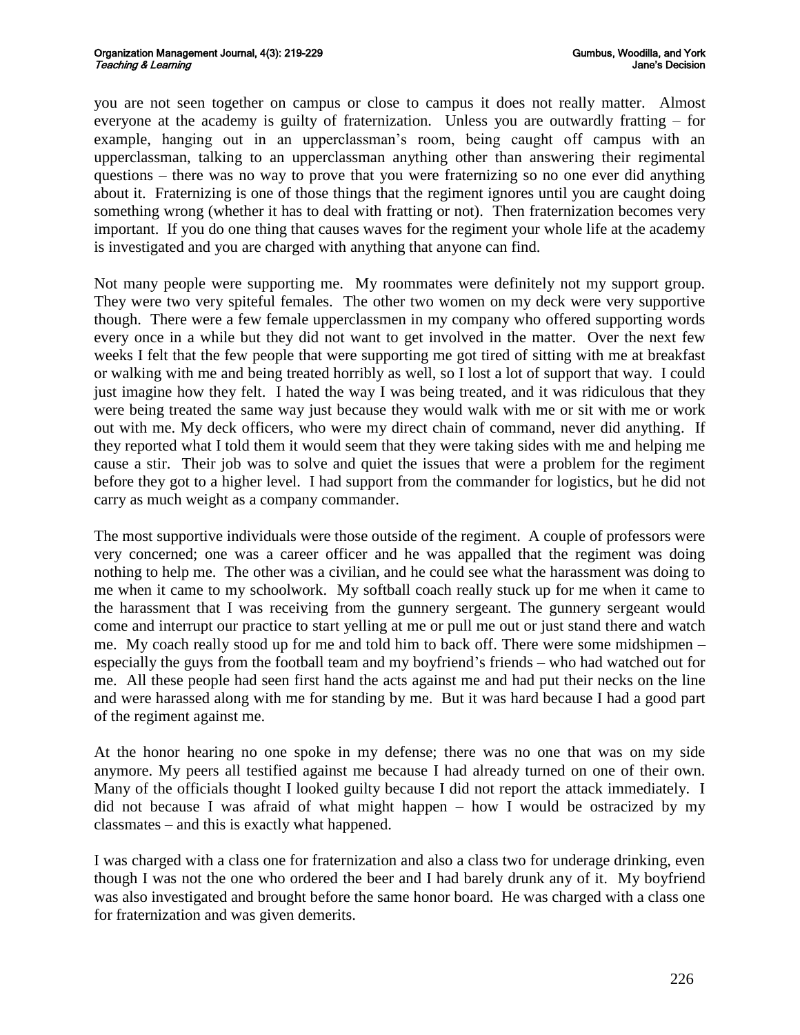you are not seen together on campus or close to campus it does not really matter. Almost everyone at the academy is guilty of fraternization. Unless you are outwardly fratting – for example, hanging out in an upperclassman's room, being caught off campus with an upperclassman, talking to an upperclassman anything other than answering their regimental questions – there was no way to prove that you were fraternizing so no one ever did anything about it. Fraternizing is one of those things that the regiment ignores until you are caught doing something wrong (whether it has to deal with fratting or not). Then fraternization becomes very important. If you do one thing that causes waves for the regiment your whole life at the academy is investigated and you are charged with anything that anyone can find.

Not many people were supporting me. My roommates were definitely not my support group. They were two very spiteful females. The other two women on my deck were very supportive though. There were a few female upperclassmen in my company who offered supporting words every once in a while but they did not want to get involved in the matter. Over the next few weeks I felt that the few people that were supporting me got tired of sitting with me at breakfast or walking with me and being treated horribly as well, so I lost a lot of support that way. I could just imagine how they felt. I hated the way I was being treated, and it was ridiculous that they were being treated the same way just because they would walk with me or sit with me or work out with me. My deck officers, who were my direct chain of command, never did anything. If they reported what I told them it would seem that they were taking sides with me and helping me cause a stir. Their job was to solve and quiet the issues that were a problem for the regiment before they got to a higher level. I had support from the commander for logistics, but he did not carry as much weight as a company commander.

The most supportive individuals were those outside of the regiment. A couple of professors were very concerned; one was a career officer and he was appalled that the regiment was doing nothing to help me. The other was a civilian, and he could see what the harassment was doing to me when it came to my schoolwork. My softball coach really stuck up for me when it came to the harassment that I was receiving from the gunnery sergeant. The gunnery sergeant would come and interrupt our practice to start yelling at me or pull me out or just stand there and watch me. My coach really stood up for me and told him to back off. There were some midshipmen – especially the guys from the football team and my boyfriend's friends – who had watched out for me. All these people had seen first hand the acts against me and had put their necks on the line and were harassed along with me for standing by me. But it was hard because I had a good part of the regiment against me.

At the honor hearing no one spoke in my defense; there was no one that was on my side anymore. My peers all testified against me because I had already turned on one of their own. Many of the officials thought I looked guilty because I did not report the attack immediately. I did not because I was afraid of what might happen – how I would be ostracized by my classmates – and this is exactly what happened.

I was charged with a class one for fraternization and also a class two for underage drinking, even though I was not the one who ordered the beer and I had barely drunk any of it. My boyfriend was also investigated and brought before the same honor board. He was charged with a class one for fraternization and was given demerits.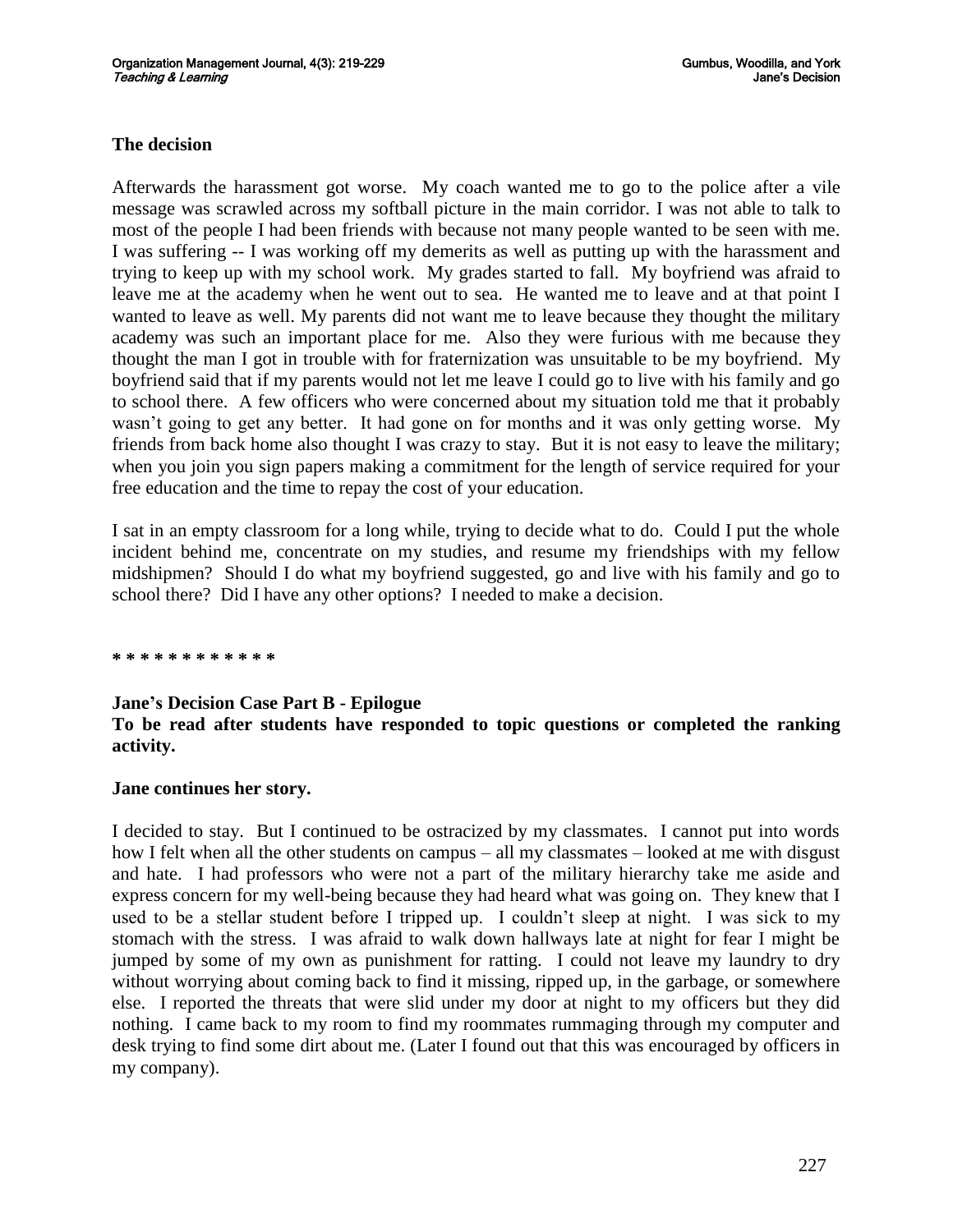**The decision**

Afterwards the harassment got worse. My coach wanted me to go to the police after a vile message was scrawled across my softball picture in the main corridor. I was not able to talk to most of the people I had been friends with because not many people wanted to be seen with me. I was suffering -- I was working off my demerits as well as putting up with the harassment and trying to keep up with my school work. My grades started to fall. My boyfriend was afraid to leave me at the academy when he went out to sea. He wanted me to leave and at that point I wanted to leave as well. My parents did not want me to leave because they thought the military academy was such an important place for me. Also they were furious with me because they thought the man I got in trouble with for fraternization was unsuitable to be my boyfriend. My boyfriend said that if my parents would not let me leave I could go to live with his family and go to school there. A few officers who were concerned about my situation told me that it probably wasn't going to get any better. It had gone on for months and it was only getting worse. My friends from back home also thought I was crazy to stay. But it is not easy to leave the military; when you join you sign papers making a commitment for the length of service required for your free education and the time to repay the cost of your education.

I sat in an empty classroom for a long while, trying to decide what to do. Could I put the whole incident behind me, concentrate on my studies, and resume my friendships with my fellow midshipmen? Should I do what my boyfriend suggested, go and live with his family and go to school there? Did I have any other options? I needed to make a decision.

**\* \* \* \* \* \* \* \* \* \* \* \***

**Jane's Decision Case Part B - Epilogue**
**To be read after students have responded to topic questions or completed the ranking activity.**

**Jane continues her story.**

I decided to stay. But I continued to be ostracized by my classmates. I cannot put into words how I felt when all the other students on campus – all my classmates – looked at me with disgust and hate. I had professors who were not a part of the military hierarchy take me aside and express concern for my well-being because they had heard what was going on. They knew that I used to be a stellar student before I tripped up. I couldn't sleep at night. I was sick to my stomach with the stress. I was afraid to walk down hallways late at night for fear I might be jumped by some of my own as punishment for ratting. I could not leave my laundry to dry without worrying about coming back to find it missing, ripped up, in the garbage, or somewhere else. I reported the threats that were slid under my door at night to my officers but they did nothing. I came back to my room to find my roommates rummaging through my computer and desk trying to find some dirt about me. (Later I found out that this was encouraged by officers in my company).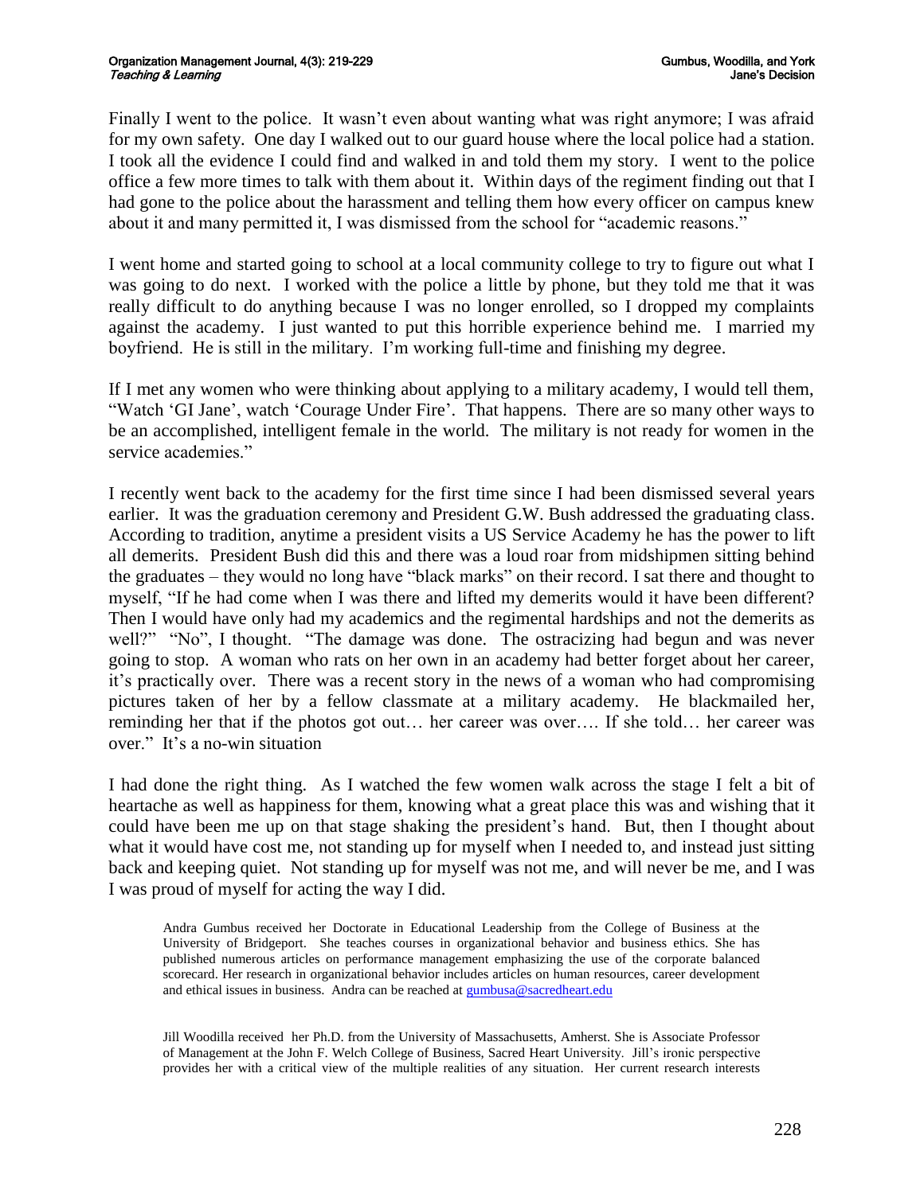Finally I went to the police. It wasn't even about wanting what was right anymore; I was afraid for my own safety. One day I walked out to our guard house where the local police had a station. I took all the evidence I could find and walked in and told them my story. I went to the police office a few more times to talk with them about it. Within days of the regiment finding out that I had gone to the police about the harassment and telling them how every officer on campus knew about it and many permitted it, I was dismissed from the school for "academic reasons."

I went home and started going to school at a local community college to try to figure out what I was going to do next. I worked with the police a little by phone, but they told me that it was really difficult to do anything because I was no longer enrolled, so I dropped my complaints against the academy. I just wanted to put this horrible experience behind me. I married my boyfriend. He is still in the military. I'm working full-time and finishing my degree.

If I met any women who were thinking about applying to a military academy, I would tell them, "Watch 'GI Jane', watch 'Courage Under Fire'. That happens. There are so many other ways to be an accomplished, intelligent female in the world. The military is not ready for women in the service academies."

I recently went back to the academy for the first time since I had been dismissed several years earlier. It was the graduation ceremony and President G.W. Bush addressed the graduating class. According to tradition, anytime a president visits a US Service Academy he has the power to lift all demerits. President Bush did this and there was a loud roar from midshipmen sitting behind the graduates – they would no long have "black marks" on their record. I sat there and thought to myself, "If he had come when I was there and lifted my demerits would it have been different? Then I would have only had my academics and the regimental hardships and not the demerits as well?" "No", I thought. "The damage was done. The ostracizing had begun and was never going to stop. A woman who rats on her own in an academy had better forget about her career, it's practically over. There was a recent story in the news of a woman who had compromising pictures taken of her by a fellow classmate at a military academy. He blackmailed her, reminding her that if the photos got out… her career was over…. If she told… her career was over." It's a no-win situation

I had done the right thing. As I watched the few women walk across the stage I felt a bit of heartache as well as happiness for them, knowing what a great place this was and wishing that it could have been me up on that stage shaking the president's hand. But, then I thought about what it would have cost me, not standing up for myself when I needed to, and instead just sitting back and keeping quiet. Not standing up for myself was not me, and will never be me, and I was I was proud of myself for acting the way I did.

Andra Gumbus received her Doctorate in Educational Leadership from the College of Business at the University of Bridgeport. She teaches courses in organizational behavior and business ethics. She has published numerous articles on performance management emphasizing the use of the corporate balanced scorecard. Her research in organizational behavior includes articles on human resources, career development and ethical issues in business. Andra can be reached at gumbusa@sacredheart.edu

Jill Woodilla received her Ph.D. from the University of Massachusetts, Amherst. She is Associate Professor of Management at the John F. Welch College of Business, Sacred Heart University. Jill's ironic perspective provides her with a critical view of the multiple realities of any situation. Her current research interests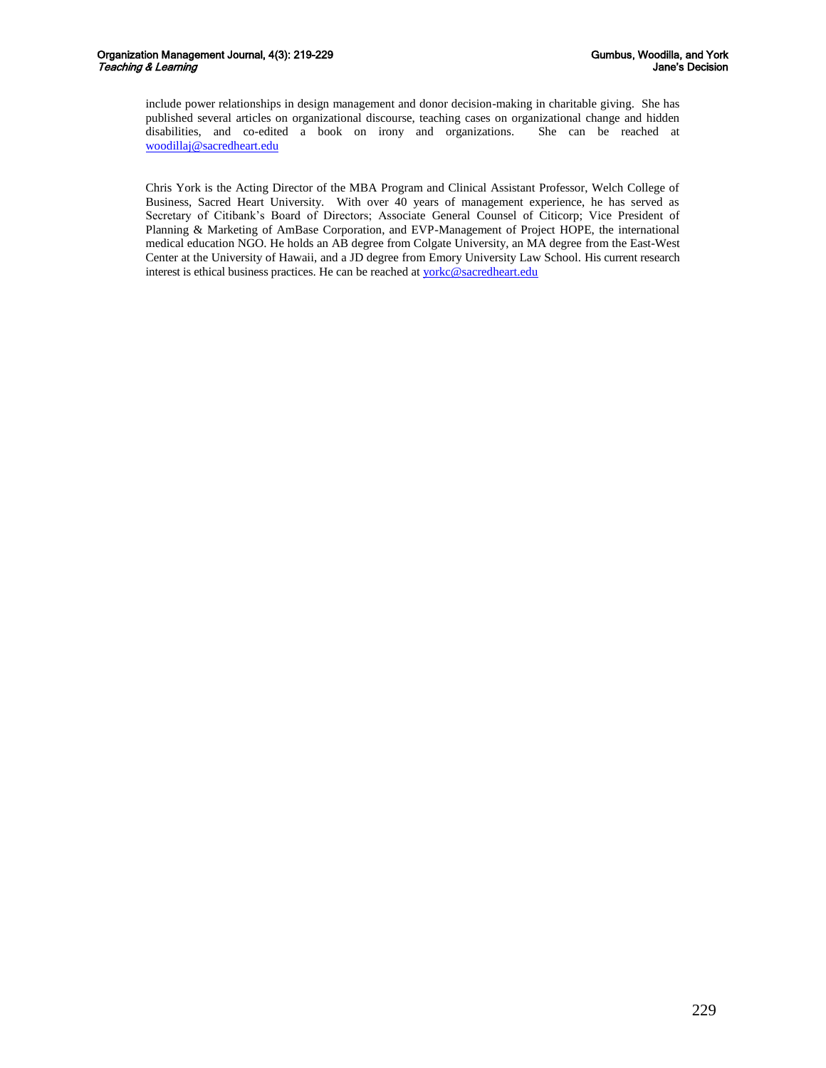include power relationships in design management and donor decision-making in charitable giving. She has published several articles on organizational discourse, teaching cases on organizational change and hidden disabilities, and co-edited a book on irony and organizations. She can be reached at woodillaj@sacredheart.edu

Chris York is the Acting Director of the MBA Program and Clinical Assistant Professor, Welch College of Business, Sacred Heart University. With over 40 years of management experience, he has served as Secretary of Citibank's Board of Directors; Associate General Counsel of Citicorp; Vice President of Planning & Marketing of AmBase Corporation, and EVP-Management of Project HOPE, the international medical education NGO. He holds an AB degree from Colgate University, an MA degree from the East-West Center at the University of Hawaii, and a JD degree from Emory University Law School. His current research interest is ethical business practices. He can be reached at yorkc@sacredheart.edu